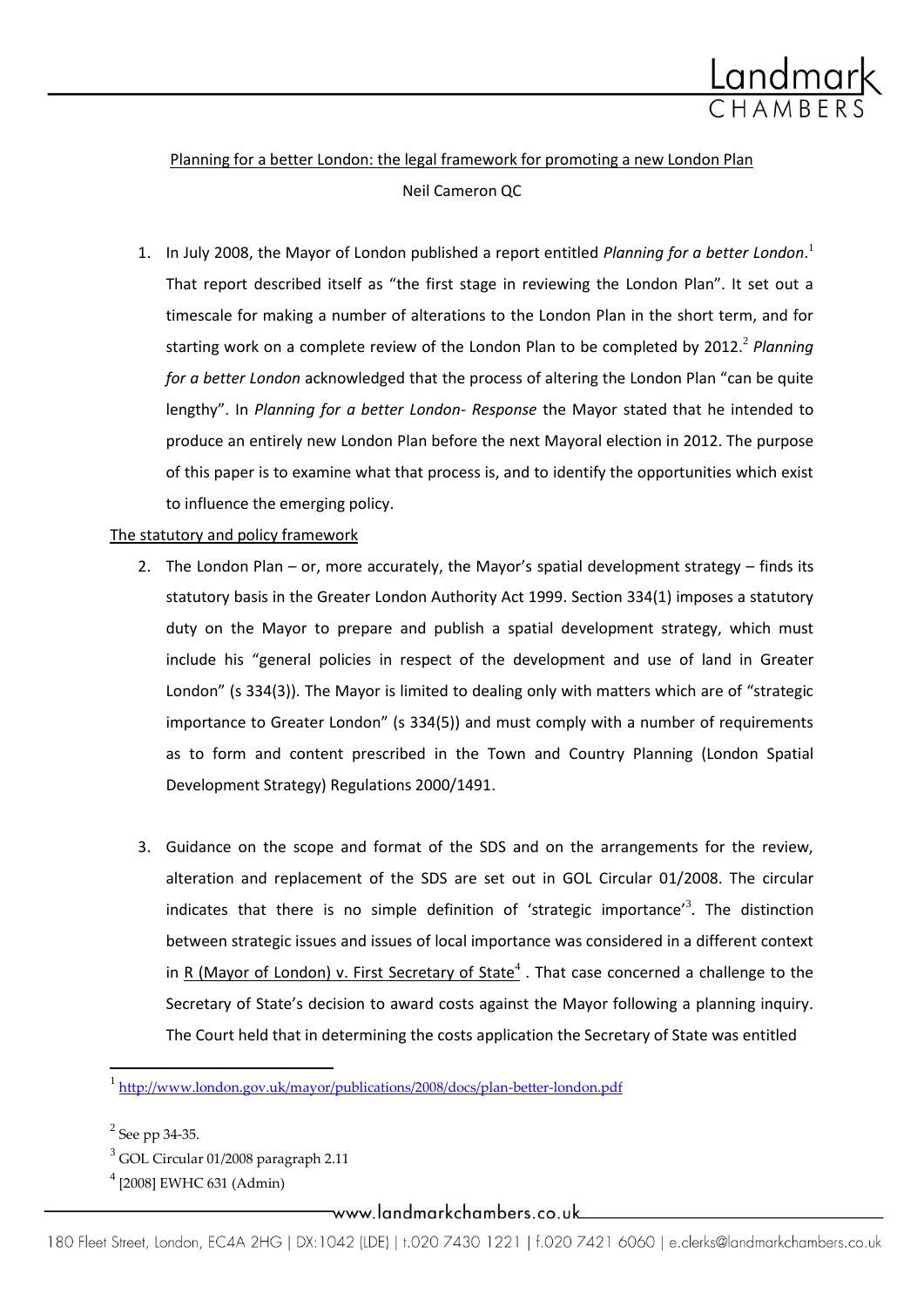Planning for a better London: the legal framework for promoting a new London Plan

Neil Cameron QC

1. In July 2008, the Mayor of London published a report entitled *Planning for a better London*.[1] That report described itself as "the first stage in reviewing the London Plan". It set out a timescale for making a number of alterations to the London Plan in the short term, and for starting work on a complete review of the London Plan to be completed by 2012.[2] *Planning for a better London* acknowledged that the process of altering the London Plan "can be quite lengthy". In *Planning for a better London- Response* the Mayor stated that he intended to produce an entirely new London Plan before the next Mayoral election in 2012. The purpose of this paper is to examine what that process is, and to identify the opportunities which exist to influence the emerging policy.

## The statutory and policy framework

2. The London Plan – or, more accurately, the Mayor's spatial development strategy – finds its statutory basis in the Greater London Authority Act 1999. Section 334(1) imposes a statutory duty on the Mayor to prepare and publish a spatial development strategy, which must include his "general policies in respect of the development and use of land in Greater London" (s 334(3)). The Mayor is limited to dealing only with matters which are of "strategic importance to Greater London" (s 334(5)) and must comply with a number of requirements as to form and content prescribed in the Town and Country Planning (London Spatial Development Strategy) Regulations 2000/1491.

3. Guidance on the scope and format of the SDS and on the arrangements for the review, alteration and replacement of the SDS are set out in GOL Circular 01/2008. The circular indicates that there is no simple definition of 'strategic importance'[3]. The distinction between strategic issues and issues of local importance was considered in a different context in R (Mayor of London) v. First Secretary of State[4] . That case concerned a challenge to the Secretary of State's decision to award costs against the Mayor following a planning inquiry. The Court held that in determining the costs application the Secretary of State was entitled

---

[1] http://www.london.gov.uk/mayor/publications/2008/docs/plan-better-london.pdf

[2] See pp 34-35.

[3] GOL Circular 01/2008 paragraph 2.11

[4] [2008] EWHC 631 (Admin)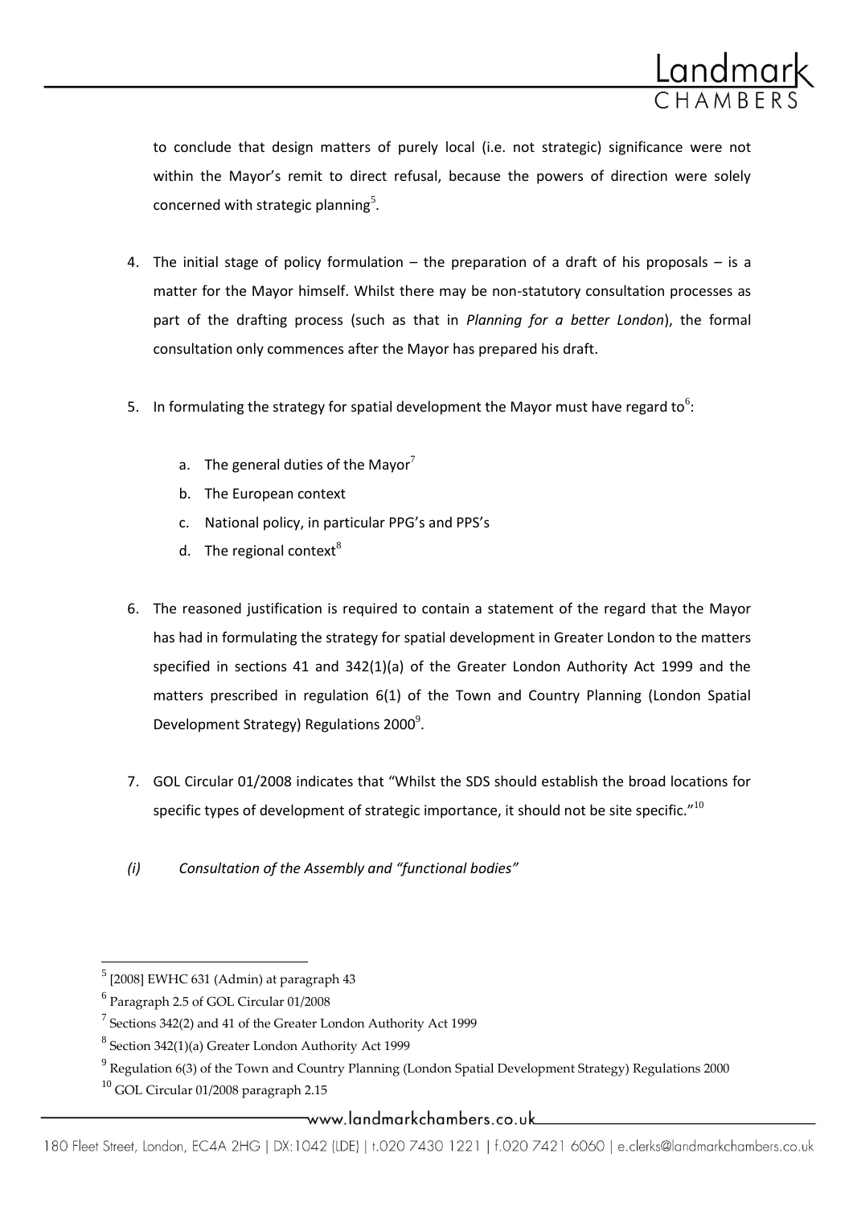to conclude that design matters of purely local (i.e. not strategic) significance were not within the Mayor's remit to direct refusal, because the powers of direction were solely concerned with strategic planning[5].

4. The initial stage of policy formulation – the preparation of a draft of his proposals – is a matter for the Mayor himself. Whilst there may be non-statutory consultation processes as part of the drafting process (such as that in *Planning for a better London*), the formal consultation only commences after the Mayor has prepared his draft.

5. In formulating the strategy for spatial development the Mayor must have regard to[6]:

   a. The general duties of the Mayor[7]
   b. The European context
   c. National policy, in particular PPG's and PPS's
   d. The regional context[8]

6. The reasoned justification is required to contain a statement of the regard that the Mayor has had in formulating the strategy for spatial development in Greater London to the matters specified in sections 41 and 342(1)(a) of the Greater London Authority Act 1999 and the matters prescribed in regulation 6(1) of the Town and Country Planning (London Spatial Development Strategy) Regulations 2000[9].

7. GOL Circular 01/2008 indicates that "Whilst the SDS should establish the broad locations for specific types of development of strategic importance, it should not be site specific."[10]

*(i) Consultation of the Assembly and "functional bodies"*

---

[5] [2008] EWHC 631 (Admin) at paragraph 43

[6] Paragraph 2.5 of GOL Circular 01/2008

[7] Sections 342(2) and 41 of the Greater London Authority Act 1999

[8] Section 342(1)(a) Greater London Authority Act 1999

[9] Regulation 6(3) of the Town and Country Planning (London Spatial Development Strategy) Regulations 2000

[10] GOL Circular 01/2008 paragraph 2.15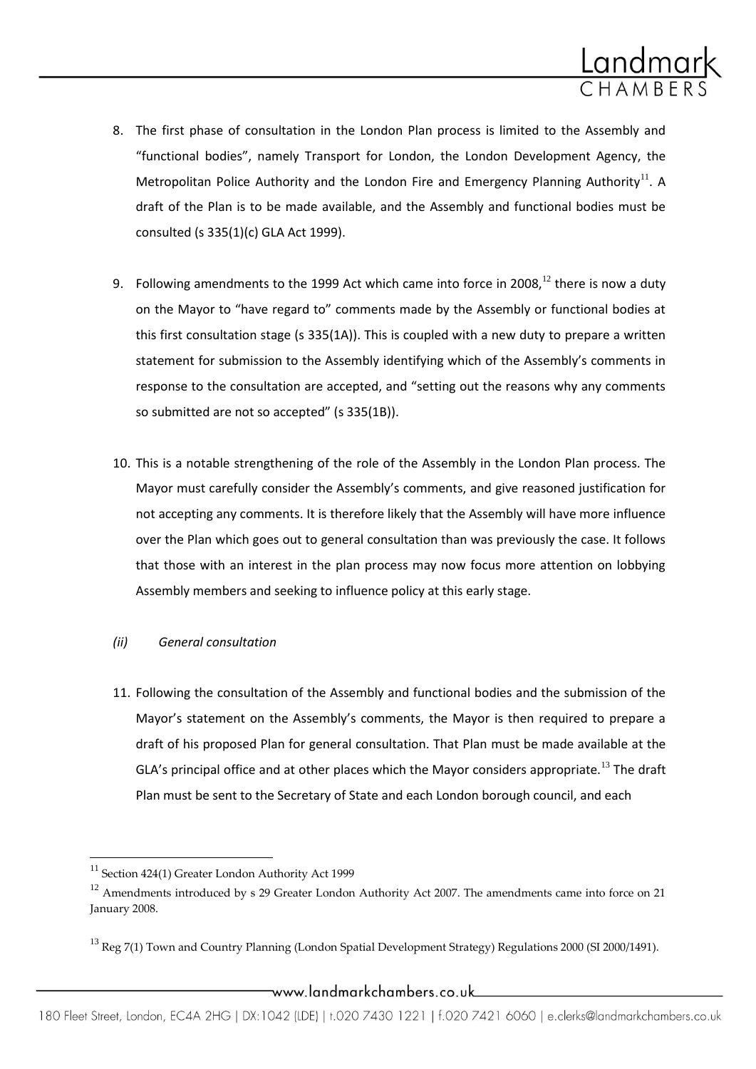8. The first phase of consultation in the London Plan process is limited to the Assembly and "functional bodies", namely Transport for London, the London Development Agency, the Metropolitan Police Authority and the London Fire and Emergency Planning Authority[11]. A draft of the Plan is to be made available, and the Assembly and functional bodies must be consulted (s 335(1)(c) GLA Act 1999).

9. Following amendments to the 1999 Act which came into force in 2008,[12] there is now a duty on the Mayor to "have regard to" comments made by the Assembly or functional bodies at this first consultation stage (s 335(1A)). This is coupled with a new duty to prepare a written statement for submission to the Assembly identifying which of the Assembly's comments in response to the consultation are accepted, and "setting out the reasons why any comments so submitted are not so accepted" (s 335(1B)).

10. This is a notable strengthening of the role of the Assembly in the London Plan process. The Mayor must carefully consider the Assembly's comments, and give reasoned justification for not accepting any comments. It is therefore likely that the Assembly will have more influence over the Plan which goes out to general consultation than was previously the case. It follows that those with an interest in the plan process may now focus more attention on lobbying Assembly members and seeking to influence policy at this early stage.

*(ii) General consultation*

11. Following the consultation of the Assembly and functional bodies and the submission of the Mayor's statement on the Assembly's comments, the Mayor is then required to prepare a draft of his proposed Plan for general consultation. That Plan must be made available at the GLA's principal office and at other places which the Mayor considers appropriate.[13] The draft Plan must be sent to the Secretary of State and each London borough council, and each

---

[11] Section 424(1) Greater London Authority Act 1999

[12] Amendments introduced by s 29 Greater London Authority Act 2007. The amendments came into force on 21 January 2008.

[13] Reg 7(1) Town and Country Planning (London Spatial Development Strategy) Regulations 2000 (SI 2000/1491).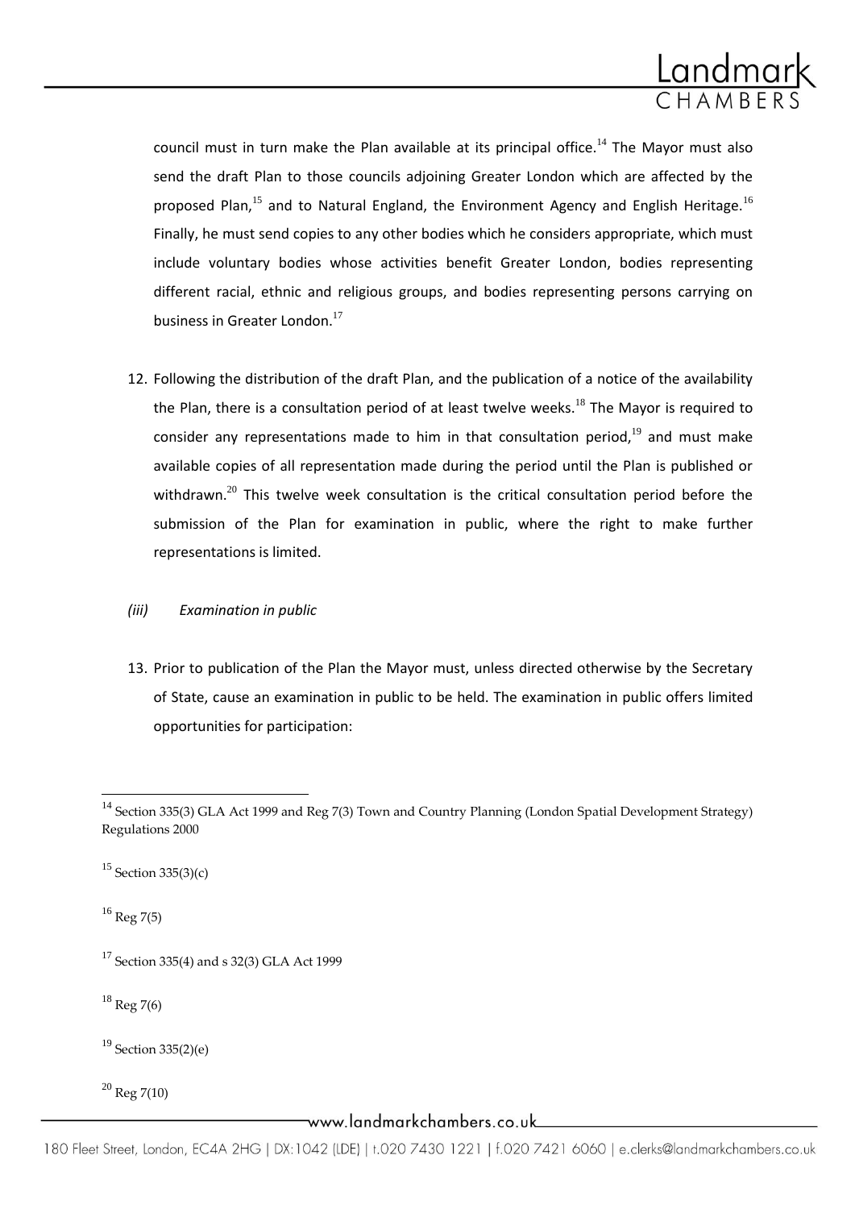council must in turn make the Plan available at its principal office.[14] The Mayor must also send the draft Plan to those councils adjoining Greater London which are affected by the proposed Plan,[15] and to Natural England, the Environment Agency and English Heritage.[16] Finally, he must send copies to any other bodies which he considers appropriate, which must include voluntary bodies whose activities benefit Greater London, bodies representing different racial, ethnic and religious groups, and bodies representing persons carrying on business in Greater London.[17]

12. Following the distribution of the draft Plan, and the publication of a notice of the availability the Plan, there is a consultation period of at least twelve weeks.[18] The Mayor is required to consider any representations made to him in that consultation period,[19] and must make available copies of all representation made during the period until the Plan is published or withdrawn.[20] This twelve week consultation is the critical consultation period before the submission of the Plan for examination in public, where the right to make further representations is limited.

*(iii) Examination in public*

13. Prior to publication of the Plan the Mayor must, unless directed otherwise by the Secretary of State, cause an examination in public to be held. The examination in public offers limited opportunities for participation:

---

[14] Section 335(3) GLA Act 1999 and Reg 7(3) Town and Country Planning (London Spatial Development Strategy) Regulations 2000

[15] Section 335(3)(c)

[16] Reg 7(5)

[17] Section 335(4) and s 32(3) GLA Act 1999

[18] Reg 7(6)

[19] Section 335(2)(e)

[20] Reg 7(10)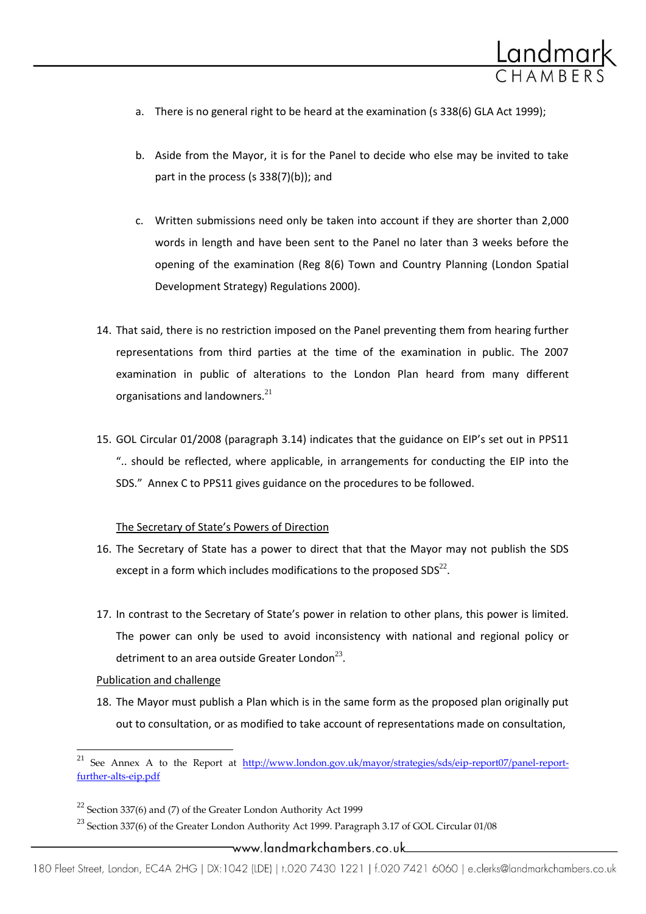a. There is no general right to be heard at the examination (s 338(6) GLA Act 1999);

b. Aside from the Mayor, it is for the Panel to decide who else may be invited to take part in the process (s 338(7)(b)); and

c. Written submissions need only be taken into account if they are shorter than 2,000 words in length and have been sent to the Panel no later than 3 weeks before the opening of the examination (Reg 8(6) Town and Country Planning (London Spatial Development Strategy) Regulations 2000).

14. That said, there is no restriction imposed on the Panel preventing them from hearing further representations from third parties at the time of the examination in public. The 2007 examination in public of alterations to the London Plan heard from many different organisations and landowners.[21]

15. GOL Circular 01/2008 (paragraph 3.14) indicates that the guidance on EIP's set out in PPS11 ".. should be reflected, where applicable, in arrangements for conducting the EIP into the SDS." Annex C to PPS11 gives guidance on the procedures to be followed.

<u>The Secretary of State's Powers of Direction</u>

16. The Secretary of State has a power to direct that that the Mayor may not publish the SDS except in a form which includes modifications to the proposed SDS[22].

17. In contrast to the Secretary of State's power in relation to other plans, this power is limited. The power can only be used to avoid inconsistency with national and regional policy or detriment to an area outside Greater London[23].

<u>Publication and challenge</u>

18. The Mayor must publish a Plan which is in the same form as the proposed plan originally put out to consultation, or as modified to take account of representations made on consultation,

---

[21] See Annex A to the Report at http://www.london.gov.uk/mayor/strategies/sds/eip-report07/panel-report-further-alts-eip.pdf

[22] Section 337(6) and (7) of the Greater London Authority Act 1999

[23] Section 337(6) of the Greater London Authority Act 1999. Paragraph 3.17 of GOL Circular 01/08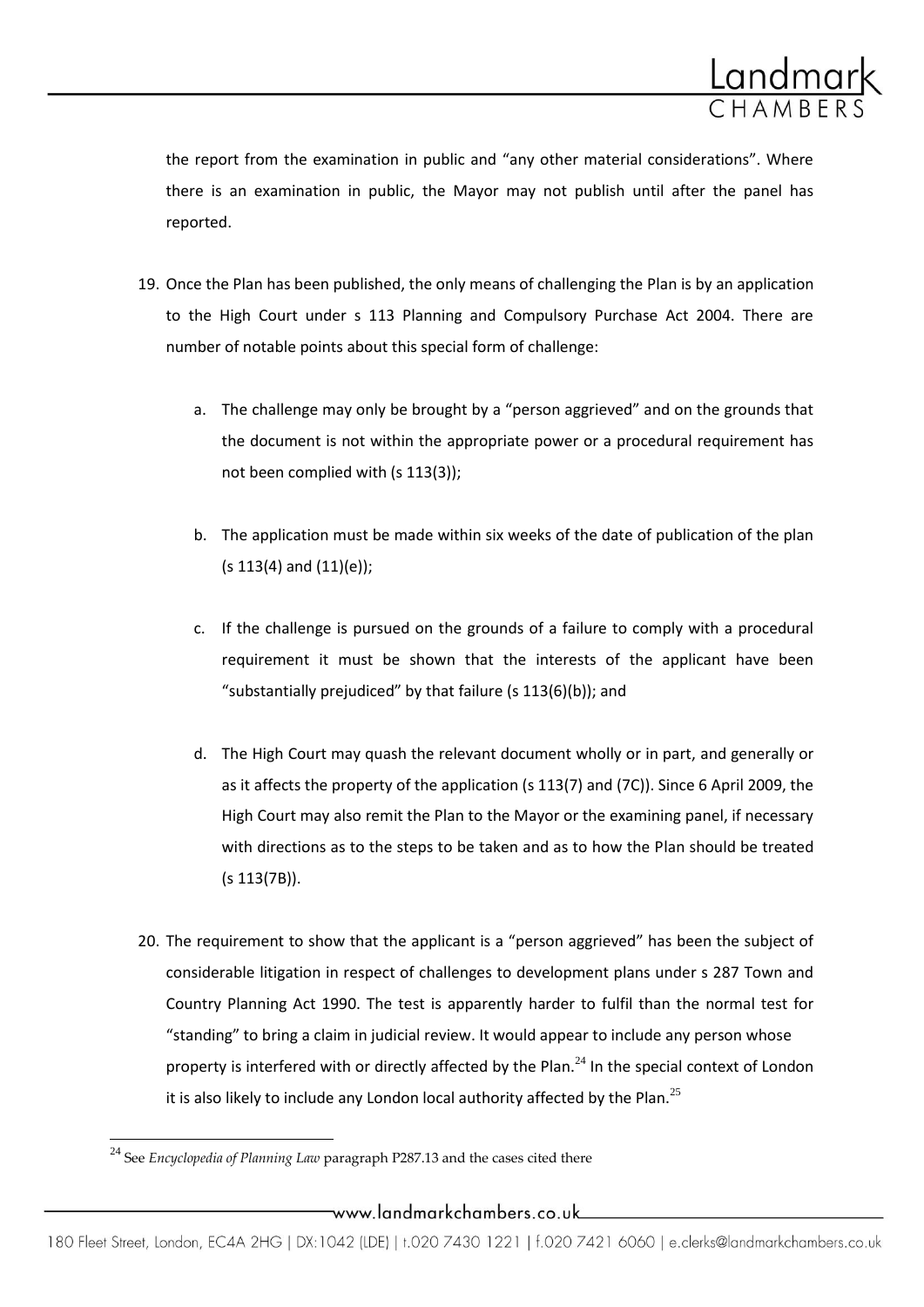the report from the examination in public and "any other material considerations". Where there is an examination in public, the Mayor may not publish until after the panel has reported.

19. Once the Plan has been published, the only means of challenging the Plan is by an application to the High Court under s 113 Planning and Compulsory Purchase Act 2004. There are number of notable points about this special form of challenge:

    a. The challenge may only be brought by a "person aggrieved" and on the grounds that the document is not within the appropriate power or a procedural requirement has not been complied with (s 113(3));

    b. The application must be made within six weeks of the date of publication of the plan (s 113(4) and (11)(e));

    c. If the challenge is pursued on the grounds of a failure to comply with a procedural requirement it must be shown that the interests of the applicant have been "substantially prejudiced" by that failure (s 113(6)(b)); and

    d. The High Court may quash the relevant document wholly or in part, and generally or as it affects the property of the application (s 113(7) and (7C)). Since 6 April 2009, the High Court may also remit the Plan to the Mayor or the examining panel, if necessary with directions as to the steps to be taken and as to how the Plan should be treated (s 113(7B)).

20. The requirement to show that the applicant is a "person aggrieved" has been the subject of considerable litigation in respect of challenges to development plans under s 287 Town and Country Planning Act 1990. The test is apparently harder to fulfil than the normal test for "standing" to bring a claim in judicial review. It would appear to include any person whose property is interfered with or directly affected by the Plan.[24] In the special context of London it is also likely to include any London local authority affected by the Plan.[25]

[24] See *Encyclopedia of Planning Law* paragraph P287.13 and the cases cited there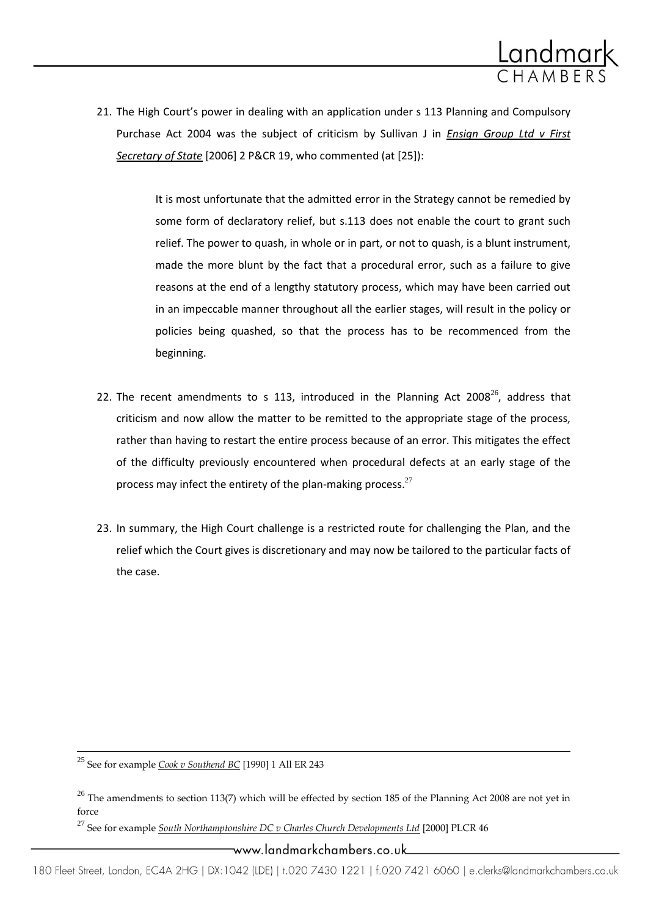21. The High Court's power in dealing with an application under s 113 Planning and Compulsory Purchase Act 2004 was the subject of criticism by Sullivan J in ***Ensign Group Ltd v First Secretary of State*** [2006] 2 P&CR 19, who commented (at [25]):

   > It is most unfortunate that the admitted error in the Strategy cannot be remedied by some form of declaratory relief, but s.113 does not enable the court to grant such relief. The power to quash, in whole or in part, or not to quash, is a blunt instrument, made the more blunt by the fact that a procedural error, such as a failure to give reasons at the end of a lengthy statutory process, which may have been carried out in an impeccable manner throughout all the earlier stages, will result in the policy or policies being quashed, so that the process has to be recommenced from the beginning.

22. The recent amendments to s 113, introduced in the Planning Act 2008[26], address that criticism and now allow the matter to be remitted to the appropriate stage of the process, rather than having to restart the entire process because of an error. This mitigates the effect of the difficulty previously encountered when procedural defects at an early stage of the process may infect the entirety of the plan-making process.[27]

23. In summary, the High Court challenge is a restricted route for challenging the Plan, and the relief which the Court gives is discretionary and may now be tailored to the particular facts of the case.

---

[25] See for example *Cook v Southend BC* [1990] 1 All ER 243

[26] The amendments to section 113(7) which will be effected by section 185 of the Planning Act 2008 are not yet in force

[27] See for example *South Northamptonshire DC v Charles Church Developments Ltd* [2000] PLCR 46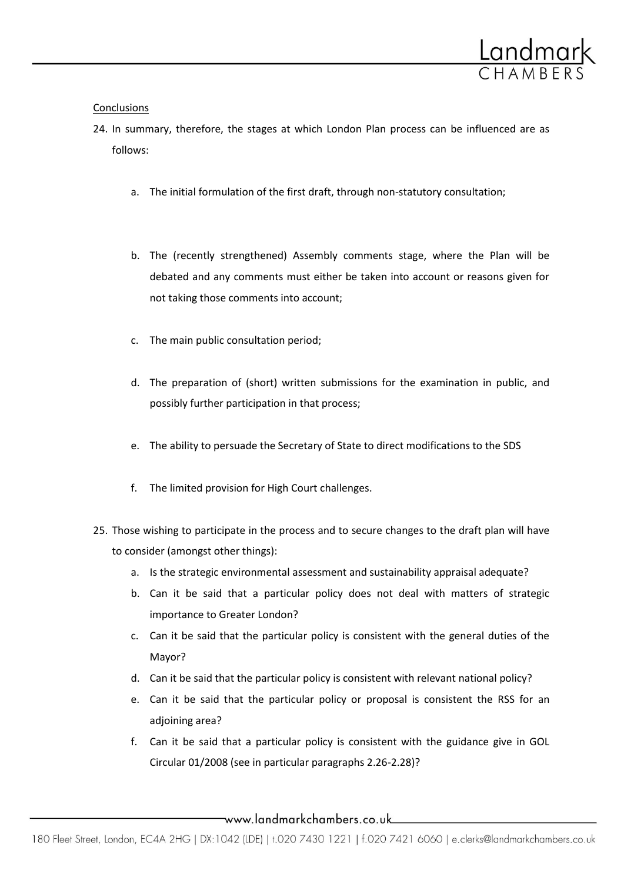Conclusions

24. In summary, therefore, the stages at which London Plan process can be influenced are as follows:

    a. The initial formulation of the first draft, through non-statutory consultation;

    b. The (recently strengthened) Assembly comments stage, where the Plan will be debated and any comments must either be taken into account or reasons given for not taking those comments into account;

    c. The main public consultation period;

    d. The preparation of (short) written submissions for the examination in public, and possibly further participation in that process;

    e. The ability to persuade the Secretary of State to direct modifications to the SDS

    f. The limited provision for High Court challenges.

25. Those wishing to participate in the process and to secure changes to the draft plan will have to consider (amongst other things):

    a. Is the strategic environmental assessment and sustainability appraisal adequate?
    b. Can it be said that a particular policy does not deal with matters of strategic importance to Greater London?
    c. Can it be said that the particular policy is consistent with the general duties of the Mayor?
    d. Can it be said that the particular policy is consistent with relevant national policy?
    e. Can it be said that the particular policy or proposal is consistent the RSS for an adjoining area?
    f. Can it be said that a particular policy is consistent with the guidance give in GOL Circular 01/2008 (see in particular paragraphs 2.26-2.28)?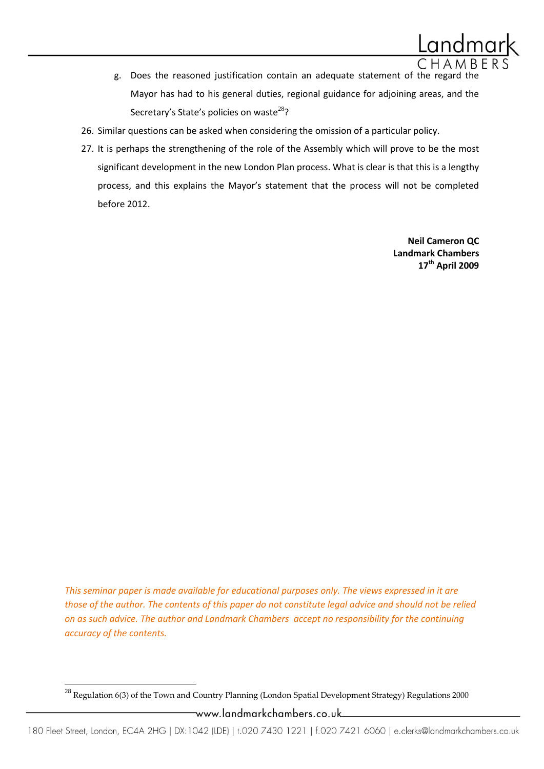g. Does the reasoned justification contain an adequate statement of the regard the Mayor has had to his general duties, regional guidance for adjoining areas, and the Secretary's State's policies on waste[28]?

26. Similar questions can be asked when considering the omission of a particular policy.

27. It is perhaps the strengthening of the role of the Assembly which will prove to be the most significant development in the new London Plan process. What is clear is that this is a lengthy process, and this explains the Mayor's statement that the process will not be completed before 2012.

**Neil Cameron QC**
**Landmark Chambers**
**17th April 2009**

*This seminar paper is made available for educational purposes only. The views expressed in it are those of the author. The contents of this paper do not constitute legal advice and should not be relied on as such advice. The author and Landmark Chambers accept no responsibility for the continuing accuracy of the contents.*

[28] Regulation 6(3) of the Town and Country Planning (London Spatial Development Strategy) Regulations 2000